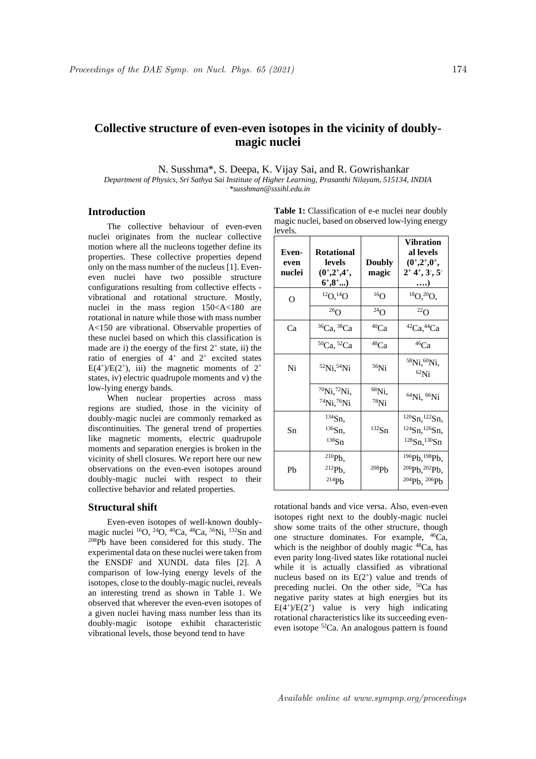# Collective structure of even-even isotopes in the vicinity of doubly-magic nuclei

N. Susshma*, S. Deepa, K. Vijay Sai, and R. Gowrishankar

*Department of Physics, Sri Sathya Sai Institute of Higher Learning, Prasanthi Nilayam, 515134, INDIA*
*. \*susshman@sssihl.edu.in*

## Introduction

The collective behaviour of even-even nuclei originates from the nuclear collective motion where all the nucleons together define its properties. These collective properties depend only on the mass number of the nucleus [1]. Even-even nuclei have two possible structure configurations resulting from collective effects - vibrational and rotational structure. Mostly, nuclei in the mass region 150<A<180 are rotational in nature while those with mass number A<150 are vibrational. Observable properties of these nuclei based on which this classification is made are i) the energy of the first $2^+$ state, ii) the ratio of energies of $4^+$ and $2^+$ excited states $E(4^+)/E(2^+)$, iii) the magnetic moments of $2^+$ states, iv) electric quadrupole moments and v) the low-lying energy bands.

When nuclear properties across mass regions are studied, those in the vicinity of doubly-magic nuclei are commonly remarked as discontinuities. The general trend of properties like magnetic moments, electric quadrupole moments and separation energies is broken in the vicinity of shell closures. We report here our new observations on the even-even isotopes around doubly-magic nuclei with respect to their collective behavior and related properties.

## Structural shift

Even-even isotopes of well-known doubly-magic nuclei $^{16}$O, $^{24}$O, $^{40}$Ca, $^{48}$Ca, $^{56}$Ni, $^{132}$Sn and $^{208}$Pb have been considered for this study. The experimental data on these nuclei were taken from the ENSDF and XUNDL data files [2]. A comparison of low-lying energy levels of the isotopes, close to the doubly-magic nuclei, reveals an interesting trend as shown in Table 1. We observed that wherever the even-even isotopes of a given nuclei having mass number less than its doubly-magic isotope exhibit characteristic vibrational levels, those beyond tend to have rotational bands and vice versa. Also, even-even isotopes right next to the doubly-magic nuclei show some traits of the other structure, though one structure dominates. For example, $^{46}$Ca, which is the neighbor of doubly magic $^{48}$Ca, has even parity long-lived states like rotational nuclei while it is actually classified as vibrational nucleus based on its $E(2^+)$ value and trends of preceding nuclei. On the other side, $^{50}$Ca has negative parity states at high energies but its $E(4^+)/E(2^+)$ value is very high indicating rotational characteristics like its succeeding even-even isotope $^{52}$Ca. An analogous pattern is found

**Table 1:** Classification of e-e nuclei near doubly magic nuclei, based on observed low-lying energy levels.

| Even-even nuclei | Rotational levels ($0^+, 2^+, 4^+, 6^+, 8^+ ...$) | Doubly magic | Vibrational levels ($0^+, 2^+, 0^+, 2^+\ 4^+, 3^-, 5^- ....$) |
|---|---|---|---|
| O | $^{12}$O, $^{14}$O | $^{16}$O | $^{18}$O, $^{20}$O, |
| | $^{26}$O | $^{24}$O | $^{22}$O |
| Ca | $^{36}$Ca, $^{38}$Ca | $^{40}$Ca | $^{42}$Ca, $^{44}$Ca |
| | $^{50}$Ca, $^{52}$Ca | $^{48}$Ca | $^{46}$Ca |
| Ni | $^{52}$Ni, $^{54}$Ni | $^{56}$Ni | $^{58}$Ni, $^{60}$Ni, $^{62}$Ni |
| | $^{70}$Ni, $^{72}$Ni, $^{74}$Ni, $^{76}$Ni | $^{68}$Ni, $^{78}$Ni | $^{64}$Ni, $^{66}$Ni |
| Sn | $^{134}$Sn, $^{136}$Sn, $^{138}$Sn | $^{132}$Sn | $^{120}$Sn, $^{122}$Sn, $^{124}$Sn, $^{126}$Sn, $^{128}$Sn, $^{130}$Sn |
| Pb | $^{210}$Pb, $^{212}$Pb, $^{214}$Pb | $^{208}$Pb | $^{196}$Pb, $^{198}$Pb, $^{200}$Pb, $^{202}$Pb, $^{204}$Pb, $^{206}$Pb |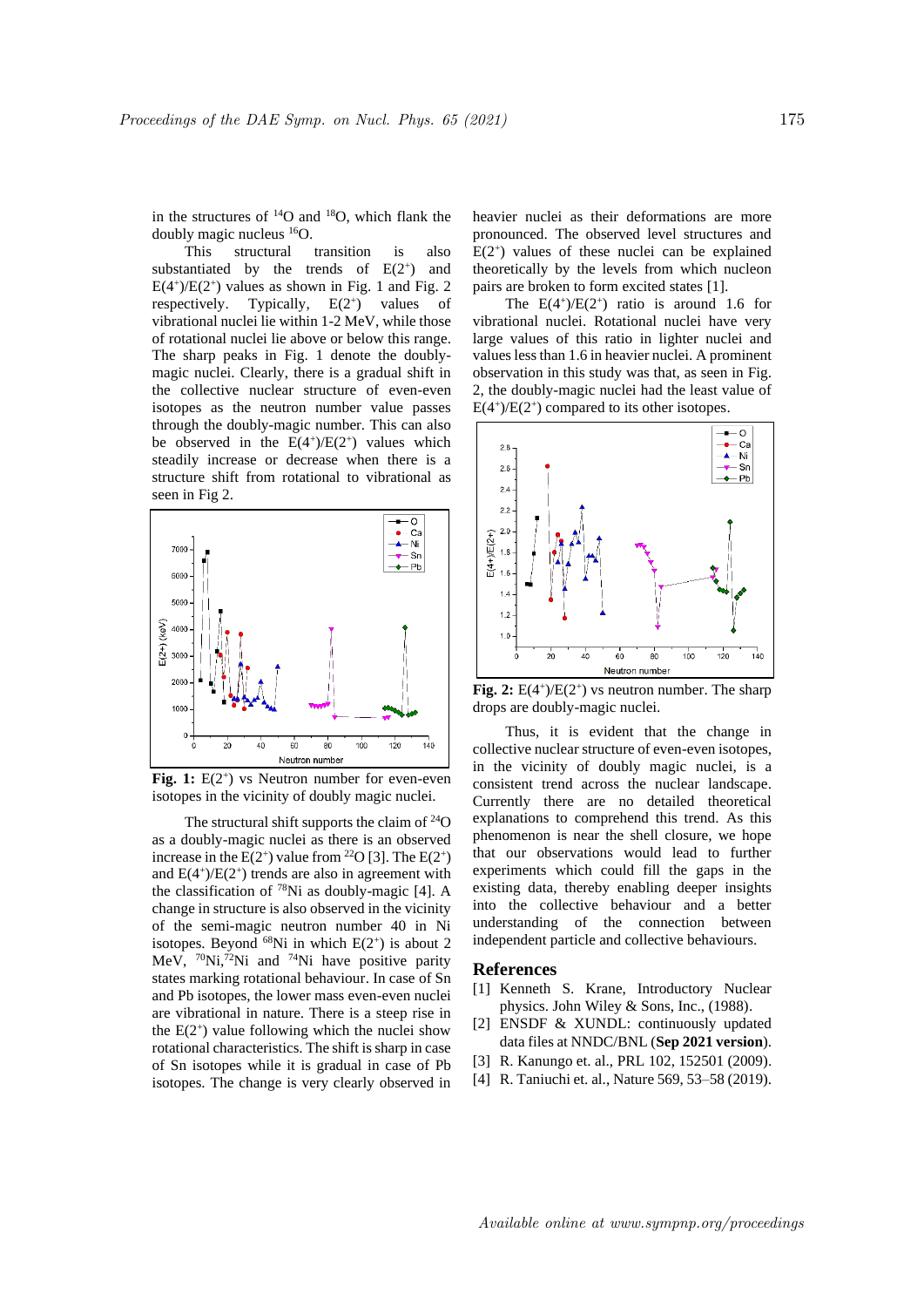in the structures of $^{14}O$ and $^{18}O$, which flank the doubly magic nucleus $^{16}O$.

This structural transition is also substantiated by the trends of $E(2^+)$ and $E(4^+)/E(2^+)$ values as shown in Fig. 1 and Fig. 2 respectively. Typically, $E(2^+)$ values of vibrational nuclei lie within 1-2 MeV, while those of rotational nuclei lie above or below this range. The sharp peaks in Fig. 1 denote the doubly-magic nuclei. Clearly, there is a gradual shift in the collective nuclear structure of even-even isotopes as the neutron number value passes through the doubly-magic number. This can also be observed in the $E(4^+)/E(2^+)$ values which steadily increase or decrease when there is a structure shift from rotational to vibrational as seen in Fig 2.

O
Ca
Ni
Sn
Pb

E(2+) (keV)

7000
6000
5000
4000
3000
2000
1000
0

0 20 40 60 80 100 120 140

Neutron number

**Fig. 1:** $E(2^+)$ vs Neutron number for even-even isotopes in the vicinity of doubly magic nuclei.

The structural shift supports the claim of $^{24}O$ as a doubly-magic nuclei as there is an observed increase in the $E(2^+)$ value from $^{22}O$ [3]. The $E(2^+)$ and $E(4^+)/E(2^+)$ trends are also in agreement with the classification of $^{78}Ni$ as doubly-magic [4]. A change in structure is also observed in the vicinity of the semi-magic neutron number 40 in Ni isotopes. Beyond $^{68}Ni$ in which $E(2^+)$ is about 2 MeV, $^{70}Ni$,$^{72}Ni$ and $^{74}Ni$ have positive parity states marking rotational behaviour. In case of Sn and Pb isotopes, the lower mass even-even nuclei are vibrational in nature. There is a steep rise in the $E(2^+)$ value following which the nuclei show rotational characteristics. The shift is sharp in case of Sn isotopes while it is gradual in case of Pb isotopes. The change is very clearly observed in heavier nuclei as their deformations are more pronounced. The observed level structures and $E(2^+)$ values of these nuclei can be explained theoretically by the levels from which nucleon pairs are broken to form excited states [1].

The $E(4^+)/E(2^+)$ ratio is around 1.6 for vibrational nuclei. Rotational nuclei have very large values of this ratio in lighter nuclei and values less than 1.6 in heavier nuclei. A prominent observation in this study was that, as seen in Fig. 2, the doubly-magic nuclei had the least value of $E(4^+)/E(2^+)$ compared to its other isotopes.

O
Ca
Ni
Sn
Pb

E(4+)/E(2+)

2.8
2.6
2.4
2.2
2.0
1.8
1.6
1.4
1.2
1.0

0 20 40 60 80 100 120 140

Neutron number

**Fig. 2:** $E(4^+)/E(2^+)$ vs neutron number. The sharp drops are doubly-magic nuclei.

Thus, it is evident that the change in collective nuclear structure of even-even isotopes, in the vicinity of doubly magic nuclei, is a consistent trend across the nuclear landscape. Currently there are no detailed theoretical explanations to comprehend this trend. As this phenomenon is near the shell closure, we hope that our observations would lead to further experiments which could fill the gaps in the existing data, thereby enabling deeper insights into the collective behaviour and a better understanding of the connection between independent particle and collective behaviours.

## References

[1] Kenneth S. Krane, Introductory Nuclear physics. John Wiley & Sons, Inc., (1988).

[2] ENSDF & XUNDL: continuously updated data files at NNDC/BNL (**Sep 2021 version**).

[3] R. Kanungo et. al., PRL 102, 152501 (2009).

[4] R. Taniuchi et. al., Nature 569, 53–58 (2019).